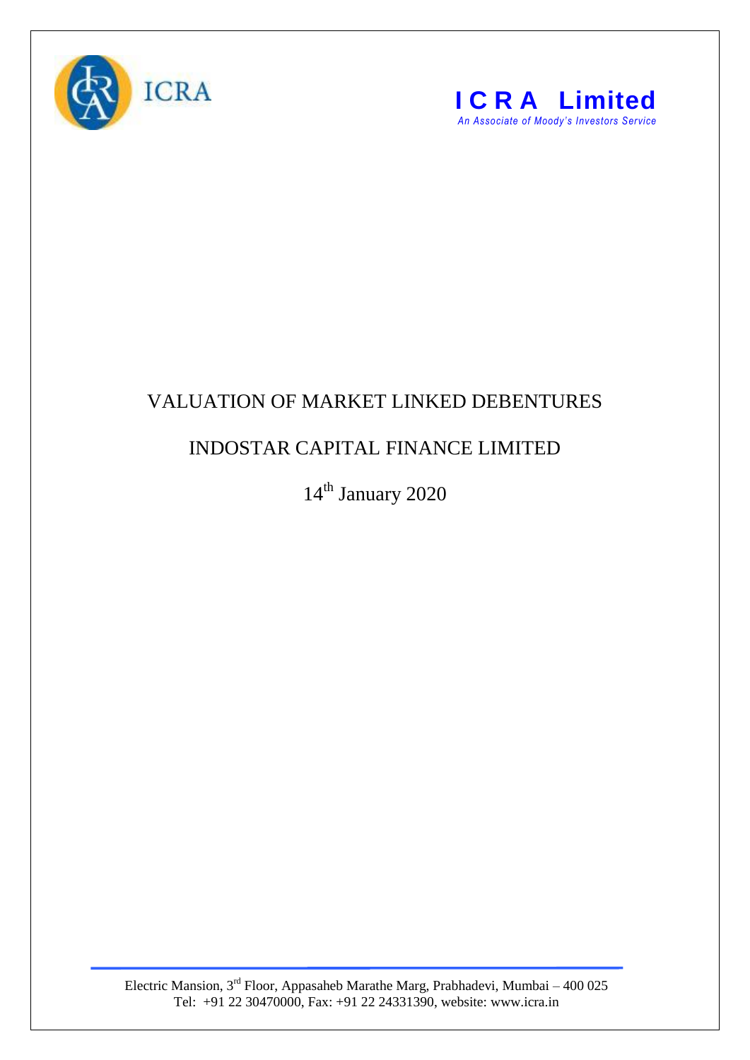ICRA

**I C R A Limited**
*An Associate of Moody's Investors Service*

# VALUATION OF MARKET LINKED DEBENTURES

## INDOSTAR CAPITAL FINANCE LIMITED

14th January 2020

Electric Mansion, 3rd Floor, Appasaheb Marathe Marg, Prabhadevi, Mumbai – 400 025
Tel: +91 22 30470000, Fax: +91 22 24331390, website: www.icra.in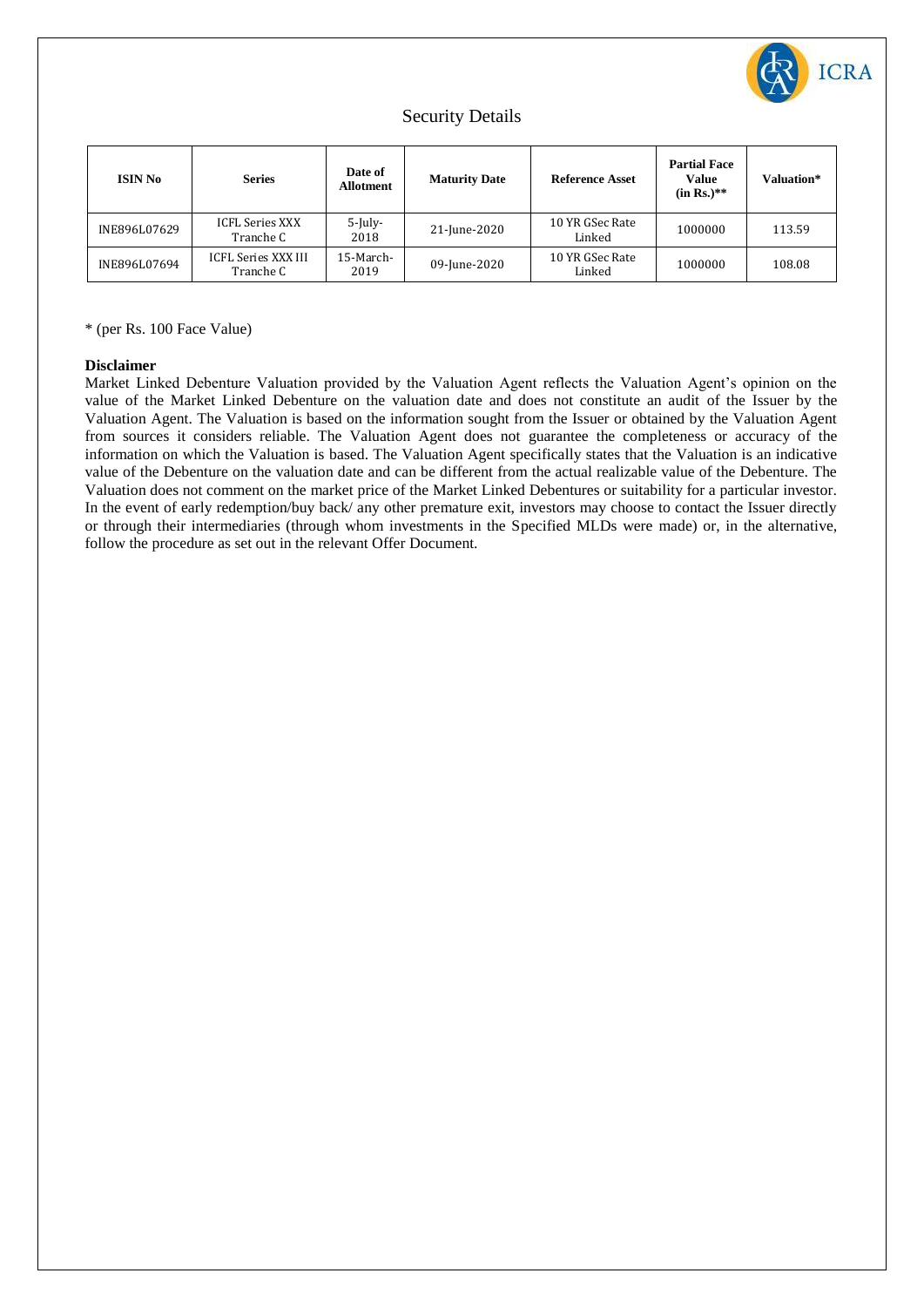## Security Details

| ISIN No | Series | Date of Allotment | Maturity Date | Reference Asset | Partial Face Value (in Rs.)** | Valuation* |
|---|---|---|---|---|---|---|
| INE896L07629 | ICFL Series XXX Tranche C | 5-July-2018 | 21-June-2020 | 10 YR GSec Rate Linked | 1000000 | 113.59 |
| INE896L07694 | ICFL Series XXX III Tranche C | 15-March-2019 | 09-June-2020 | 10 YR GSec Rate Linked | 1000000 | 108.08 |

* (per Rs. 100 Face Value)

**Disclaimer**

Market Linked Debenture Valuation provided by the Valuation Agent reflects the Valuation Agent's opinion on the value of the Market Linked Debenture on the valuation date and does not constitute an audit of the Issuer by the Valuation Agent. The Valuation is based on the information sought from the Issuer or obtained by the Valuation Agent from sources it considers reliable. The Valuation Agent does not guarantee the completeness or accuracy of the information on which the Valuation is based. The Valuation Agent specifically states that the Valuation is an indicative value of the Debenture on the valuation date and can be different from the actual realizable value of the Debenture. The Valuation does not comment on the market price of the Market Linked Debentures or suitability for a particular investor. In the event of early redemption/buy back/ any other premature exit, investors may choose to contact the Issuer directly or through their intermediaries (through whom investments in the Specified MLDs were made) or, in the alternative, follow the procedure as set out in the relevant Offer Document.